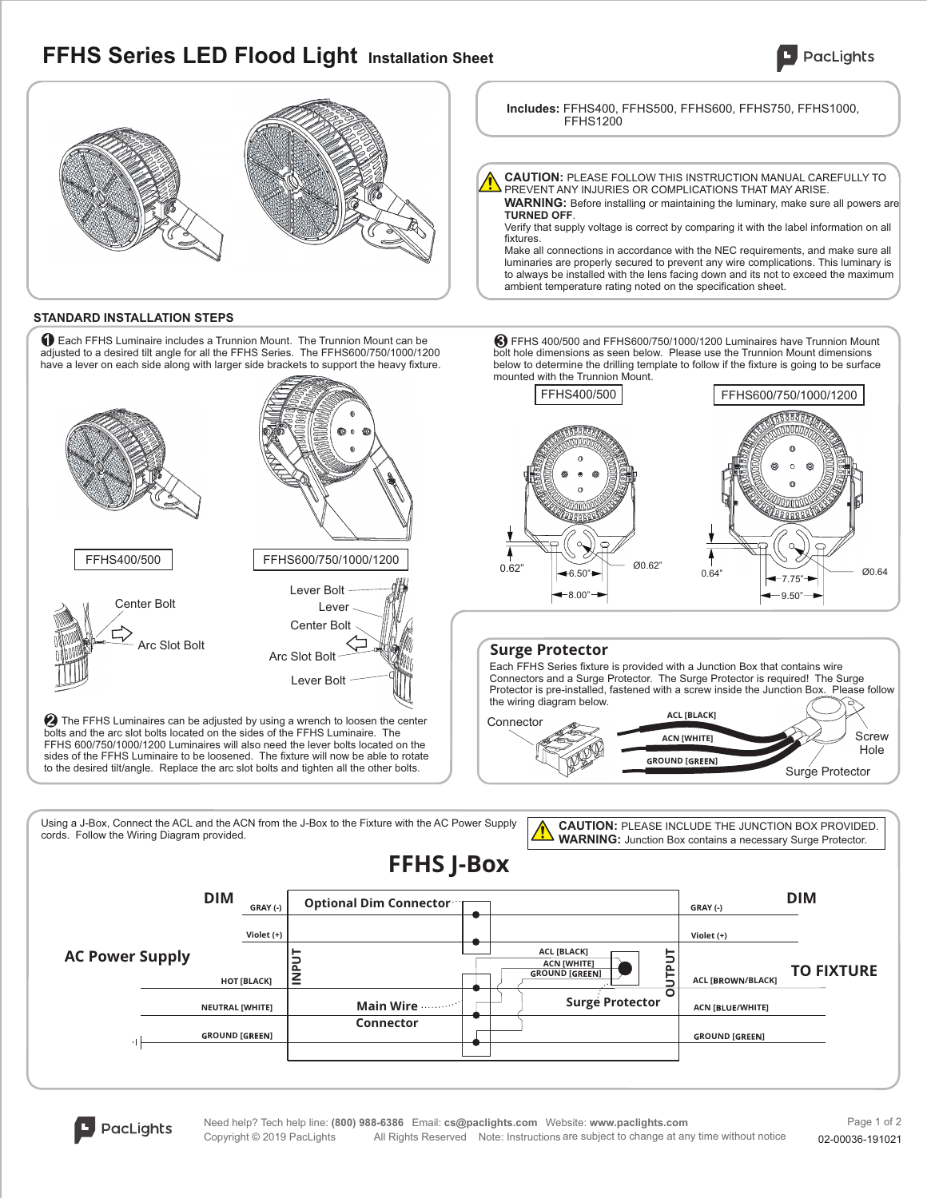# FFHS Series LED Flood Light Installation Sheet

**Includes:** FFHS400, FFHS500, FFHS600, FFHS750, FFHS1000, FFHS1200

**CAUTION:** PLEASE FOLLOW THIS INSTRUCTION MANUAL CAREFULLY TO PREVENT ANY INJURIES OR COMPLICATIONS THAT MAY ARISE.

**WARNING:** Before installing or maintaining the luminary, make sure all powers are **TURNED OFF**.

Verify that supply voltage is correct by comparing it with the label information on all fixtures.

Make all connections in accordance with the NEC requirements, and make sure all luminaries are properly secured to prevent any wire complications. This luminary is to always be installed with the lens facing down and its not to exceed the maximum ambient temperature rating noted on the specification sheet.

## STANDARD INSTALLATION STEPS

**1** Each FFHS Luminaire includes a Trunnion Mount. The Trunnion Mount can be adjusted to a desired tilt angle for all the FFHS Series. The FFHS600/750/1000/1200 have a lever on each side along with larger side brackets to support the heavy fixture.

FFHS400/500 — Center Bolt, Arc Slot Bolt

FFHS600/750/1000/1200 — Lever Bolt, Lever, Center Bolt, Arc Slot Bolt, Lever Bolt

**2** The FFHS Luminaires can be adjusted by using a wrench to loosen the center bolts and the arc slot bolts located on the sides of the FFHS Luminaire. The FFHS 600/750/1000/1200 Luminaires will also need the lever bolts located on the sides of the FFHS Luminaire to be loosened. The fixture will now be able to rotate to the desired tilt/angle. Replace the arc slot bolts and tighten all the other bolts.

**3** FFHS 400/500 and FFHS600/750/1000/1200 Luminaires have Trunnion Mount bolt hole dimensions as seen below. Please use the Trunnion Mount dimensions below to determine the drilling template to follow if the fixture is going to be surface mounted with the Trunnion Mount.

FFHS400/500: 0.62", 6.50", 8.00", Ø0.62"

FFHS600/750/1000/1200: 0.64", 7.75", 9.50", Ø0.64

## Surge Protector

Each FFHS Series fixture is provided with a Junction Box that contains wire Connectors and a Surge Protector. The Surge Protector is required! The Surge Protector is pre-installed, fastened with a screw inside the Junction Box. Please follow the wiring diagram below.

Connector — ACL [BLACK], ACN [WHITE], GROUND [GREEN] — Surge Protector, Screw Hole

Using a J-Box, Connect the ACL and the ACN from the J-Box to the Fixture with the AC Power Supply cords. Follow the Wiring Diagram provided.

**CAUTION:** PLEASE INCLUDE THE JUNCTION BOX PROVIDED.
**WARNING:** Junction Box contains a necessary Surge Protector.

## FFHS J-Box

| INPUT | | OUTPUT |
|---|---|---|
| DIM: GRAY (-) | Optional Dim Connector | GRAY (-) |
| DIM: Violet (+) | Optional Dim Connector | Violet (+) |
| AC Power Supply: HOT [BLACK] | Main Wire Connector — Surge Protector: ACL [BLACK] | TO FIXTURE: ACL [BROWN/BLACK] |
| NEUTRAL [WHITE] | Main Wire Connector — Surge Protector: ACN [WHITE] | ACN [BLUE/WHITE] |
| GROUND [GREEN] | Main Wire Connector — Surge Protector: GROUND [GREEN] | GROUND [GREEN] |

Need help? Tech help line: **(800) 988-6386** Email: **cs@paclights.com** Website: **www.paclights.com**
Copyright © 2019 PacLights All Rights Reserved Note: Instructions are subject to change at any time without notice
02-00036-191021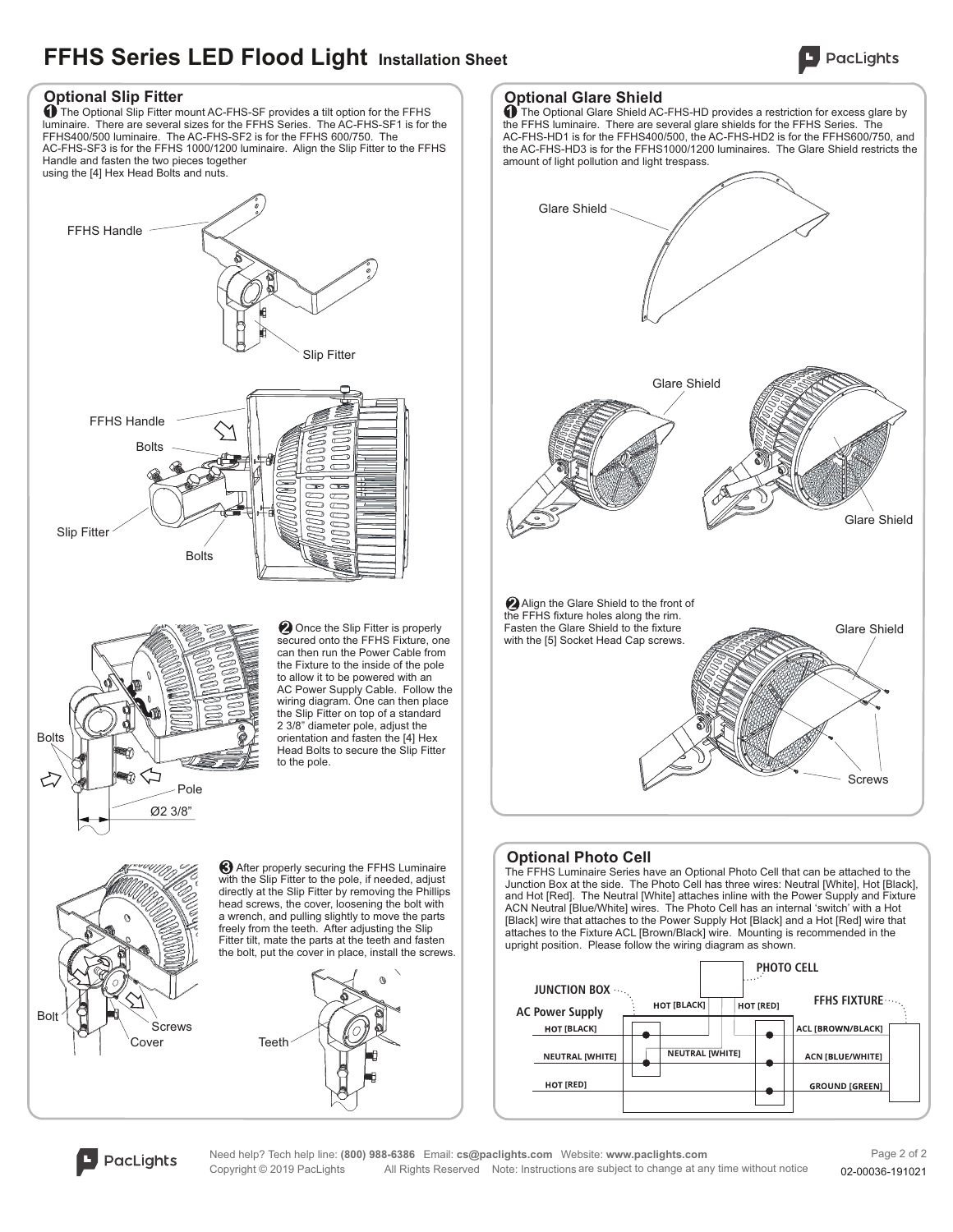# FFHS Series LED Flood Light Installation Sheet

## Optional Slip Fitter

1. The Optional Slip Fitter mount AC-FHS-SF provides a tilt option for the FFHS luminaire. There are several sizes for the FFHS Series. The AC-FHS-SF1 is for the FFHS400/500 luminaire. The AC-FHS-SF2 is for the FFHS 600/750. The AC-FHS-SF3 is for the FFHS 1000/1200 luminaire. Align the Slip Fitter to the FFHS Handle and fasten the two pieces together using the [4] Hex Head Bolts and nuts.

FFHS Handle
Slip Fitter

FFHS Handle
Bolts
Slip Fitter
Bolts

2. Once the Slip Fitter is properly secured onto the FFHS Fixture, one can then run the Power Cable from the Fixture to the inside of the pole to allow it to be powered with an AC Power Supply Cable. Follow the wiring diagram. One can then place the Slip Fitter on top of a standard 2 3/8" diameter pole, adjust the orientation and fasten the [4] Hex Head Bolts to secure the Slip Fitter to the pole.

Bolts
Pole
Ø2 3/8"

3. After properly securing the FFHS Luminaire with the Slip Fitter to the pole, if needed, adjust directly at the Slip Fitter by removing the Phillips head screws, the cover, loosening the bolt with a wrench, and pulling slightly to move the parts freely from the teeth. After adjusting the Slip Fitter tilt, mate the parts at the teeth and fasten the bolt, put the cover in place, install the screws.

Bolt
Screws
Cover
Teeth

## Optional Glare Shield

1. The Optional Glare Shield AC-FHS-HD provides a restriction for excess glare by the FFHS luminaire. There are several glare shields for the FFHS Series. The AC-FHS-HD1 is for the FFHS400/500, the AC-FHS-HD2 is for the FFHS600/750, and the AC-FHS-HD3 is for the FFHS1000/1200 luminaires. The Glare Shield restricts the amount of light pollution and light trespass.

Glare Shield

Glare Shield
Glare Shield

2. Align the Glare Shield to the front of the FFHS fixture holes along the rim. Fasten the Glare Shield to the fixture with the [5] Socket Head Cap screws.

Glare Shield
Screws

## Optional Photo Cell

The FFHS Luminaire Series have an Optional Photo Cell that can be attached to the Junction Box at the side. The Photo Cell has three wires: Neutral [White], Hot [Black], and Hot [Red]. The Neutral [White] attaches inline with the Power Supply and Fixture ACN Neutral [Blue/White] wires. The Photo Cell has an internal 'switch' with a Hot [Black] wire that attaches to the Power Supply Hot [Black] and a Hot [Red] wire that attaches to the Fixture ACL [Brown/Black] wire. Mounting is recommended in the upright position. Please follow the wiring diagram as shown.

PHOTO CELL
JUNCTION BOX
AC Power Supply
FFHS FIXTURE
HOT [BLACK]
HOT [RED]
HOT [BLACK]
NEUTRAL [WHITE]
NEUTRAL [WHITE]
HOT [RED]
ACL [BROWN/BLACK]
ACN [BLUE/WHITE]
GROUND [GREEN]

Need help? Tech help line: **(800) 988-6386** Email: **cs@paclights.com** Website: **www.paclights.com**
Copyright © 2019 PacLights All Rights Reserved Note: Instructions are subject to change at any time without notice
02-00036-191021